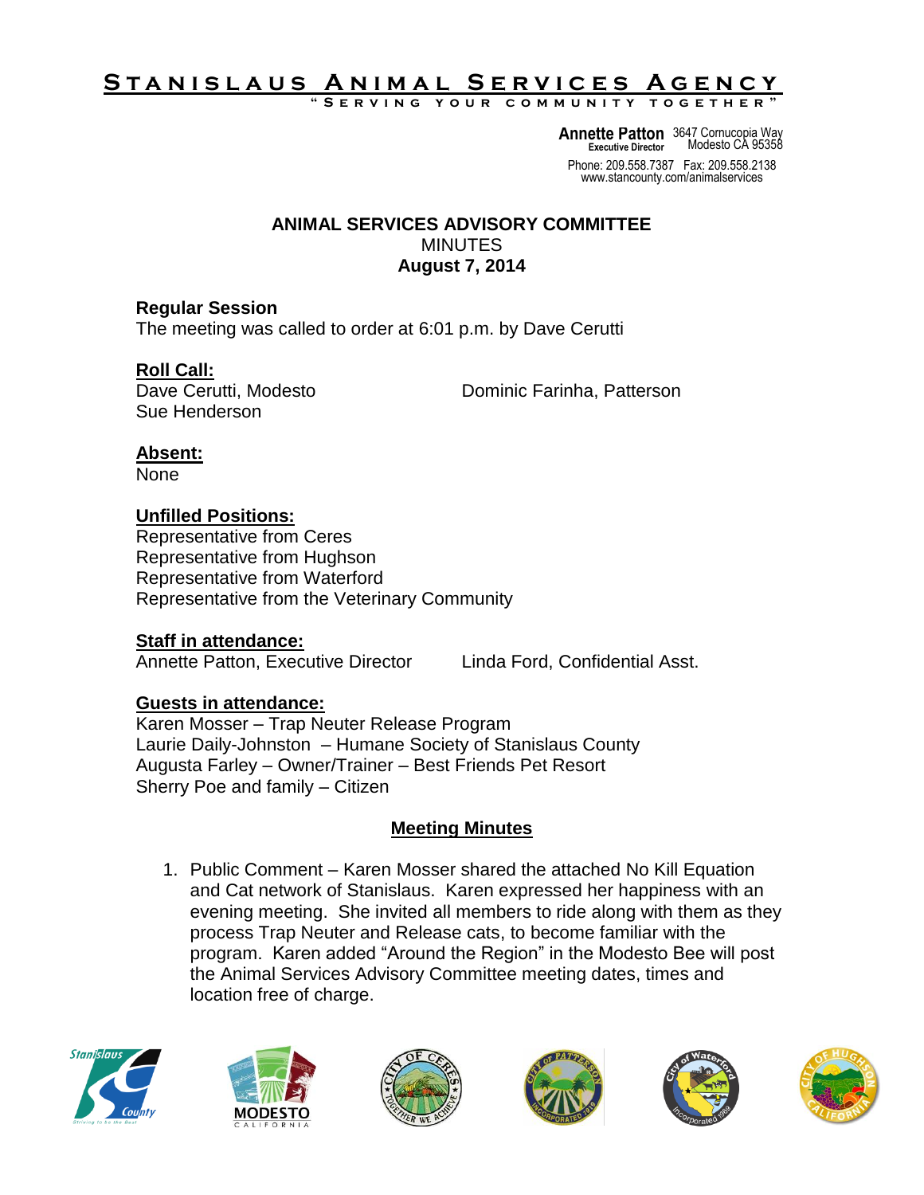# Stanislaus Animal Services Agency

"Serving your community together"

**Annette Patton**
Executive Director

3647 Cornucopia Way
Modesto CA 95358

Phone: 209.558.7387 Fax: 209.558.2138
www.stancounty.com/animalservices

## ANIMAL SERVICES ADVISORY COMMITTEE

MINUTES

**August 7, 2014**

### Regular Session

The meeting was called to order at 6:01 p.m. by Dave Cerutti

### Roll Call:

Dave Cerutti, Modesto
Dominic Farinha, Patterson
Sue Henderson

### Absent:

None

### Unfilled Positions:

Representative from Ceres
Representative from Hughson
Representative from Waterford
Representative from the Veterinary Community

### Staff in attendance:

Annette Patton, Executive Director
Linda Ford, Confidential Asst.

### Guests in attendance:

Karen Mosser – Trap Neuter Release Program
Laurie Daily-Johnston – Humane Society of Stanislaus County
Augusta Farley – Owner/Trainer – Best Friends Pet Resort
Sherry Poe and family – Citizen

## Meeting Minutes

1. Public Comment – Karen Mosser shared the attached No Kill Equation and Cat network of Stanislaus. Karen expressed her happiness with an evening meeting. She invited all members to ride along with them as they process Trap Neuter and Release cats, to become familiar with the program. Karen added "Around the Region" in the Modesto Bee will post the Animal Services Advisory Committee meeting dates, times and location free of charge.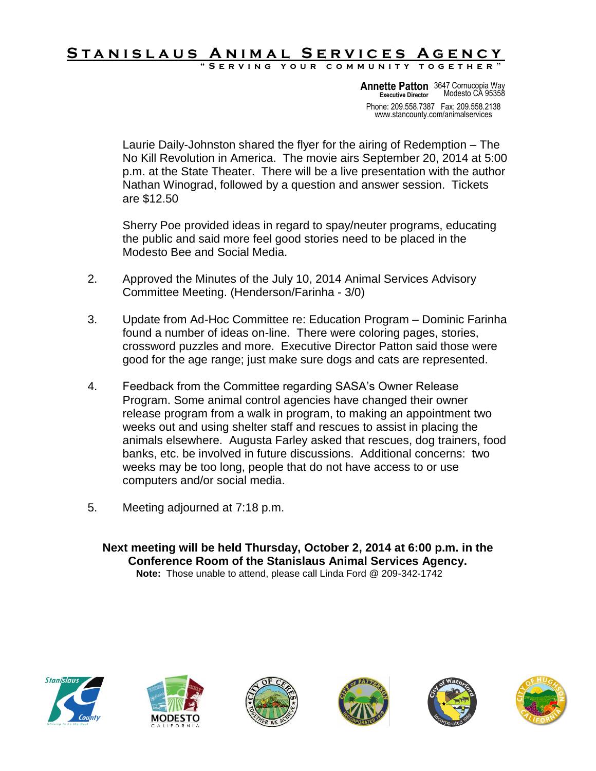# Stanislaus Animal Services Agency

"Serving your community together"

**Annette Patton**
Executive Director

3647 Cornucopia Way
Modesto CA 95358

Phone: 209.558.7387 Fax: 209.558.2138
www.stancounty.com/animalservices

Laurie Daily-Johnston shared the flyer for the airing of Redemption – The No Kill Revolution in America. The movie airs September 20, 2014 at 5:00 p.m. at the State Theater. There will be a live presentation with the author Nathan Winograd, followed by a question and answer session. Tickets are $12.50

Sherry Poe provided ideas in regard to spay/neuter programs, educating the public and said more feel good stories need to be placed in the Modesto Bee and Social Media.

2. Approved the Minutes of the July 10, 2014 Animal Services Advisory Committee Meeting. (Henderson/Farinha - 3/0)

3. Update from Ad-Hoc Committee re: Education Program – Dominic Farinha found a number of ideas on-line. There were coloring pages, stories, crossword puzzles and more. Executive Director Patton said those were good for the age range; just make sure dogs and cats are represented.

4. Feedback from the Committee regarding SASA's Owner Release Program. Some animal control agencies have changed their owner release program from a walk in program, to making an appointment two weeks out and using shelter staff and rescues to assist in placing the animals elsewhere. Augusta Farley asked that rescues, dog trainers, food banks, etc. be involved in future discussions. Additional concerns: two weeks may be too long, people that do not have access to or use computers and/or social media.

5. Meeting adjourned at 7:18 p.m.

**Next meeting will be held Thursday, October 2, 2014 at 6:00 p.m. in the Conference Room of the Stanislaus Animal Services Agency.**

**Note:** Those unable to attend, please call Linda Ford @ 209-342-1742